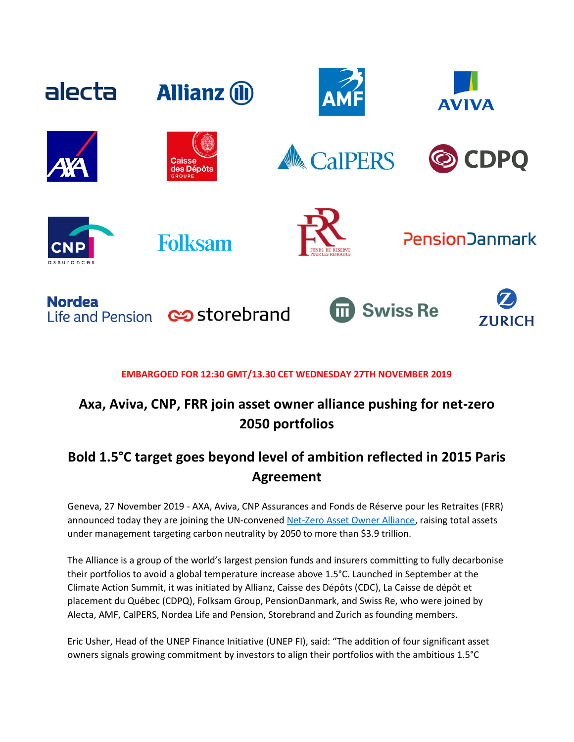**EMBARGOED FOR 12:30 GMT/13.30 CET WEDNESDAY 27TH NOVEMBER 2019**

# Axa, Aviva, CNP, FRR join asset owner alliance pushing for net-zero 2050 portfolios

## Bold 1.5°C target goes beyond level of ambition reflected in 2015 Paris Agreement

Geneva, 27 November 2019 - AXA, Aviva, CNP Assurances and Fonds de Réserve pour les Retraites (FRR) announced today they are joining the UN-convened Net-Zero Asset Owner Alliance, raising total assets under management targeting carbon neutrality by 2050 to more than $3.9 trillion.

The Alliance is a group of the world's largest pension funds and insurers committing to fully decarbonise their portfolios to avoid a global temperature increase above 1.5°C. Launched in September at the Climate Action Summit, it was initiated by Allianz, Caisse des Dépôts (CDC), La Caisse de dépôt et placement du Québec (CDPQ), Folksam Group, PensionDanmark, and Swiss Re, who were joined by Alecta, AMF, CalPERS, Nordea Life and Pension, Storebrand and Zurich as founding members.

Eric Usher, Head of the UNEP Finance Initiative (UNEP FI), said: "The addition of four significant asset owners signals growing commitment by investors to align their portfolios with the ambitious 1.5°C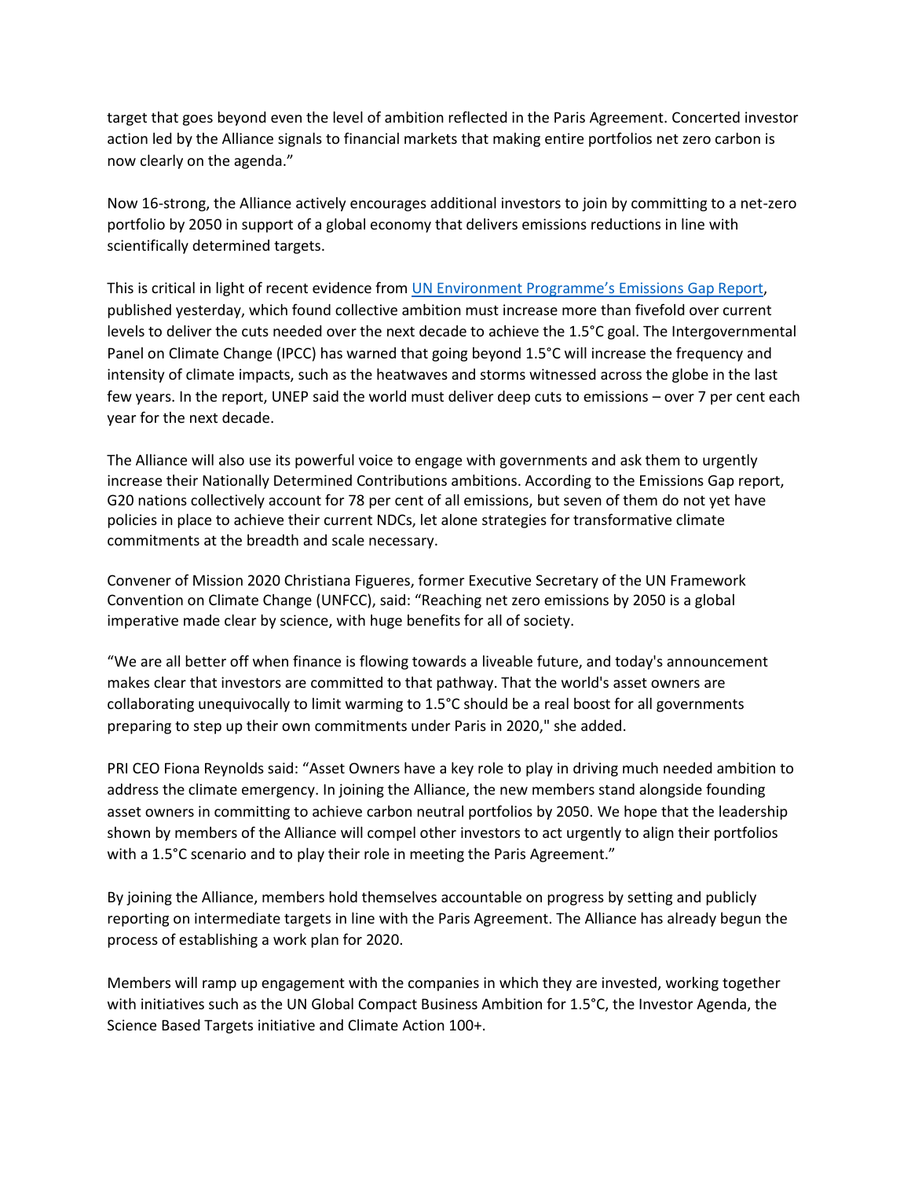target that goes beyond even the level of ambition reflected in the Paris Agreement. Concerted investor action led by the Alliance signals to financial markets that making entire portfolios net zero carbon is now clearly on the agenda."

Now 16-strong, the Alliance actively encourages additional investors to join by committing to a net-zero portfolio by 2050 in support of a global economy that delivers emissions reductions in line with scientifically determined targets.

This is critical in light of recent evidence from [UN Environment Programme's Emissions Gap Report](), published yesterday, which found collective ambition must increase more than fivefold over current levels to deliver the cuts needed over the next decade to achieve the 1.5°C goal. The Intergovernmental Panel on Climate Change (IPCC) has warned that going beyond 1.5°C will increase the frequency and intensity of climate impacts, such as the heatwaves and storms witnessed across the globe in the last few years. In the report, UNEP said the world must deliver deep cuts to emissions – over 7 per cent each year for the next decade.

The Alliance will also use its powerful voice to engage with governments and ask them to urgently increase their Nationally Determined Contributions ambitions. According to the Emissions Gap report, G20 nations collectively account for 78 per cent of all emissions, but seven of them do not yet have policies in place to achieve their current NDCs, let alone strategies for transformative climate commitments at the breadth and scale necessary.

Convener of Mission 2020 Christiana Figueres, former Executive Secretary of the UN Framework Convention on Climate Change (UNFCC), said: "Reaching net zero emissions by 2050 is a global imperative made clear by science, with huge benefits for all of society.

"We are all better off when finance is flowing towards a liveable future, and today's announcement makes clear that investors are committed to that pathway. That the world's asset owners are collaborating unequivocally to limit warming to 1.5°C should be a real boost for all governments preparing to step up their own commitments under Paris in 2020," she added.

PRI CEO Fiona Reynolds said: "Asset Owners have a key role to play in driving much needed ambition to address the climate emergency. In joining the Alliance, the new members stand alongside founding asset owners in committing to achieve carbon neutral portfolios by 2050. We hope that the leadership shown by members of the Alliance will compel other investors to act urgently to align their portfolios with a 1.5°C scenario and to play their role in meeting the Paris Agreement."

By joining the Alliance, members hold themselves accountable on progress by setting and publicly reporting on intermediate targets in line with the Paris Agreement. The Alliance has already begun the process of establishing a work plan for 2020.

Members will ramp up engagement with the companies in which they are invested, working together with initiatives such as the UN Global Compact Business Ambition for 1.5°C, the Investor Agenda, the Science Based Targets initiative and Climate Action 100+.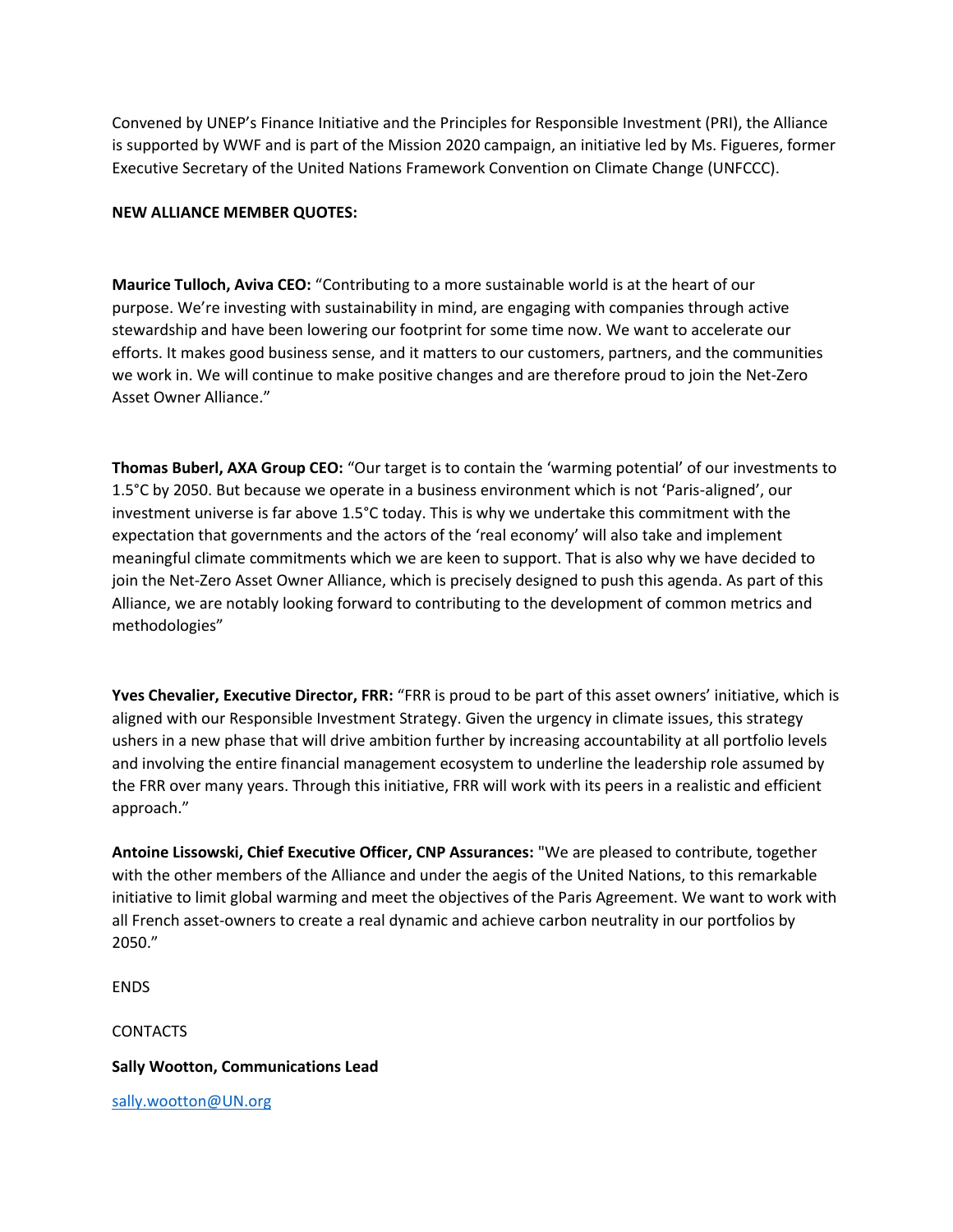Convened by UNEP's Finance Initiative and the Principles for Responsible Investment (PRI), the Alliance is supported by WWF and is part of the Mission 2020 campaign, an initiative led by Ms. Figueres, former Executive Secretary of the United Nations Framework Convention on Climate Change (UNFCCC).

**NEW ALLIANCE MEMBER QUOTES:**

**Maurice Tulloch, Aviva CEO:** "Contributing to a more sustainable world is at the heart of our purpose. We're investing with sustainability in mind, are engaging with companies through active stewardship and have been lowering our footprint for some time now. We want to accelerate our efforts. It makes good business sense, and it matters to our customers, partners, and the communities we work in. We will continue to make positive changes and are therefore proud to join the Net-Zero Asset Owner Alliance."

**Thomas Buberl, AXA Group CEO:** "Our target is to contain the 'warming potential' of our investments to 1.5°C by 2050. But because we operate in a business environment which is not 'Paris-aligned', our investment universe is far above 1.5°C today. This is why we undertake this commitment with the expectation that governments and the actors of the 'real economy' will also take and implement meaningful climate commitments which we are keen to support. That is also why we have decided to join the Net-Zero Asset Owner Alliance, which is precisely designed to push this agenda. As part of this Alliance, we are notably looking forward to contributing to the development of common metrics and methodologies"

**Yves Chevalier, Executive Director, FRR:** "FRR is proud to be part of this asset owners' initiative, which is aligned with our Responsible Investment Strategy. Given the urgency in climate issues, this strategy ushers in a new phase that will drive ambition further by increasing accountability at all portfolio levels and involving the entire financial management ecosystem to underline the leadership role assumed by the FRR over many years. Through this initiative, FRR will work with its peers in a realistic and efficient approach."

**Antoine Lissowski, Chief Executive Officer, CNP Assurances:** "We are pleased to contribute, together with the other members of the Alliance and under the aegis of the United Nations, to this remarkable initiative to limit global warming and meet the objectives of the Paris Agreement. We want to work with all French asset-owners to create a real dynamic and achieve carbon neutrality in our portfolios by 2050."

ENDS

CONTACTS

**Sally Wootton, Communications Lead**

sally.wootton@UN.org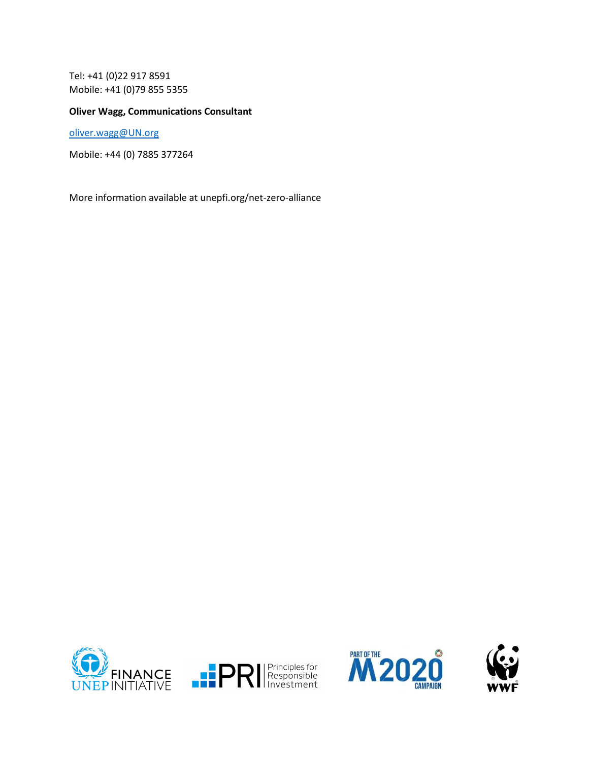Tel: +41 (0)22 917 8591
Mobile: +41 (0)79 855 5355

**Oliver Wagg, Communications Consultant**

oliver.wagg@UN.org

Mobile: +44 (0) 7885 377264

More information available at unepfi.org/net-zero-alliance